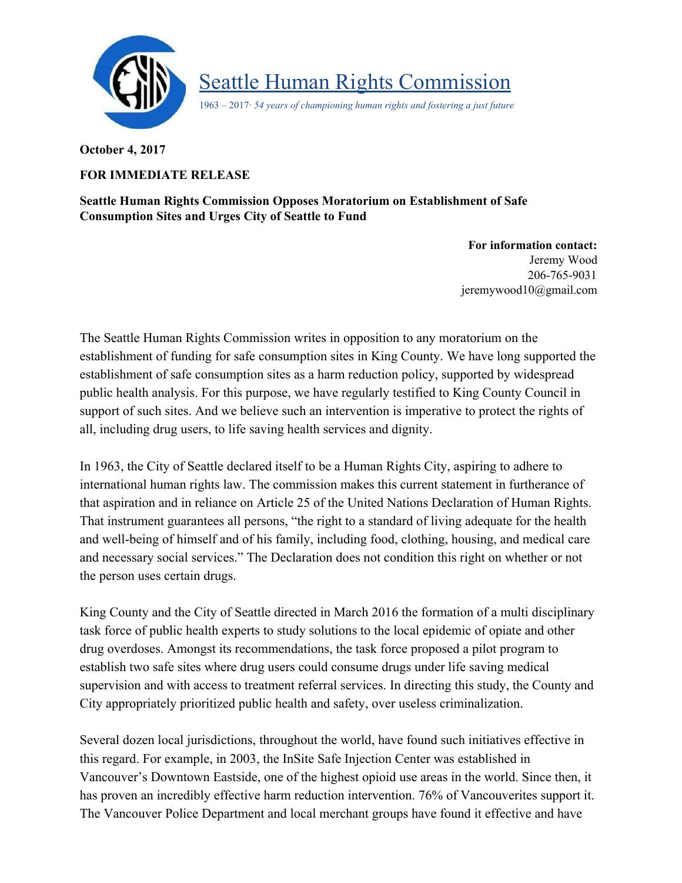# Seattle Human Rights Commission

1963 – 2017· *54 years of championing human rights and fostering a just future*

**October 4, 2017**

**FOR IMMEDIATE RELEASE**

**Seattle Human Rights Commission Opposes Moratorium on Establishment of Safe Consumption Sites and Urges City of Seattle to Fund**

**For information contact:**
Jeremy Wood
206-765-9031
jeremywood10@gmail.com

The Seattle Human Rights Commission writes in opposition to any moratorium on the establishment of funding for safe consumption sites in King County. We have long supported the establishment of safe consumption sites as a harm reduction policy, supported by widespread public health analysis. For this purpose, we have regularly testified to King County Council in support of such sites. And we believe such an intervention is imperative to protect the rights of all, including drug users, to life saving health services and dignity.

In 1963, the City of Seattle declared itself to be a Human Rights City, aspiring to adhere to international human rights law. The commission makes this current statement in furtherance of that aspiration and in reliance on Article 25 of the United Nations Declaration of Human Rights. That instrument guarantees all persons, "the right to a standard of living adequate for the health and well-being of himself and of his family, including food, clothing, housing, and medical care and necessary social services." The Declaration does not condition this right on whether or not the person uses certain drugs.

King County and the City of Seattle directed in March 2016 the formation of a multi disciplinary task force of public health experts to study solutions to the local epidemic of opiate and other drug overdoses. Amongst its recommendations, the task force proposed a pilot program to establish two safe sites where drug users could consume drugs under life saving medical supervision and with access to treatment referral services. In directing this study, the County and City appropriately prioritized public health and safety, over useless criminalization.

Several dozen local jurisdictions, throughout the world, have found such initiatives effective in this regard. For example, in 2003, the InSite Safe Injection Center was established in Vancouver's Downtown Eastside, one of the highest opioid use areas in the world. Since then, it has proven an incredibly effective harm reduction intervention. 76% of Vancouverites support it. The Vancouver Police Department and local merchant groups have found it effective and have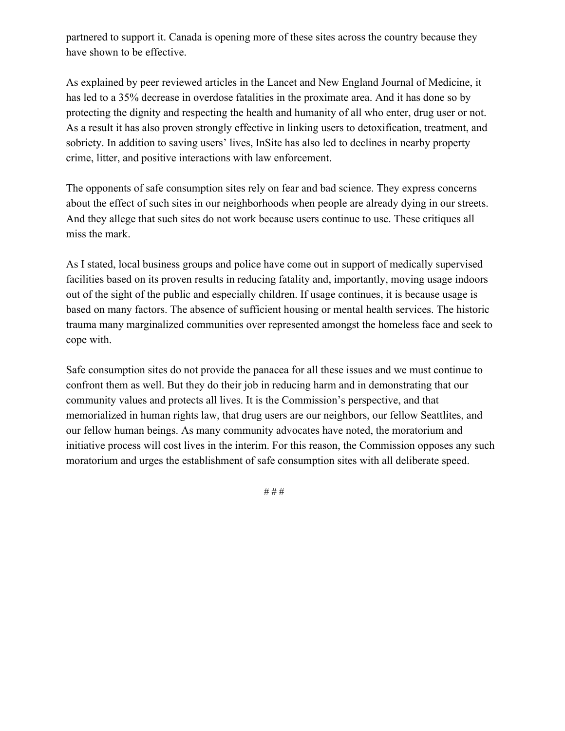partnered to support it. Canada is opening more of these sites across the country because they have shown to be effective.

As explained by peer reviewed articles in the Lancet and New England Journal of Medicine, it has led to a 35% decrease in overdose fatalities in the proximate area. And it has done so by protecting the dignity and respecting the health and humanity of all who enter, drug user or not. As a result it has also proven strongly effective in linking users to detoxification, treatment, and sobriety. In addition to saving users' lives, InSite has also led to declines in nearby property crime, litter, and positive interactions with law enforcement.

The opponents of safe consumption sites rely on fear and bad science. They express concerns about the effect of such sites in our neighborhoods when people are already dying in our streets. And they allege that such sites do not work because users continue to use. These critiques all miss the mark.

As I stated, local business groups and police have come out in support of medically supervised facilities based on its proven results in reducing fatality and, importantly, moving usage indoors out of the sight of the public and especially children. If usage continues, it is because usage is based on many factors. The absence of sufficient housing or mental health services. The historic trauma many marginalized communities over represented amongst the homeless face and seek to cope with.

Safe consumption sites do not provide the panacea for all these issues and we must continue to confront them as well. But they do their job in reducing harm and in demonstrating that our community values and protects all lives. It is the Commission's perspective, and that memorialized in human rights law, that drug users are our neighbors, our fellow Seattlites, and our fellow human beings. As many community advocates have noted, the moratorium and initiative process will cost lives in the interim. For this reason, the Commission opposes any such moratorium and urges the establishment of safe consumption sites with all deliberate speed.

# # #